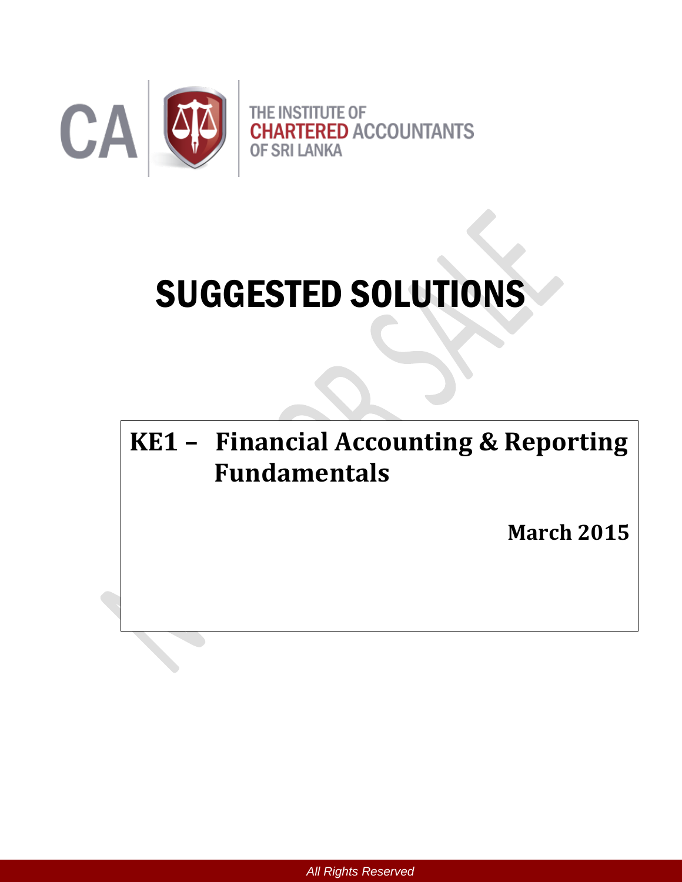THE INSTITUTE OF
CHARTERED ACCOUNTANTS
OF SRI LANKA

# SUGGESTED SOLUTIONS

## KE1 – Financial Accounting & Reporting Fundamentals

**March 2015**

*All Rights Reserved*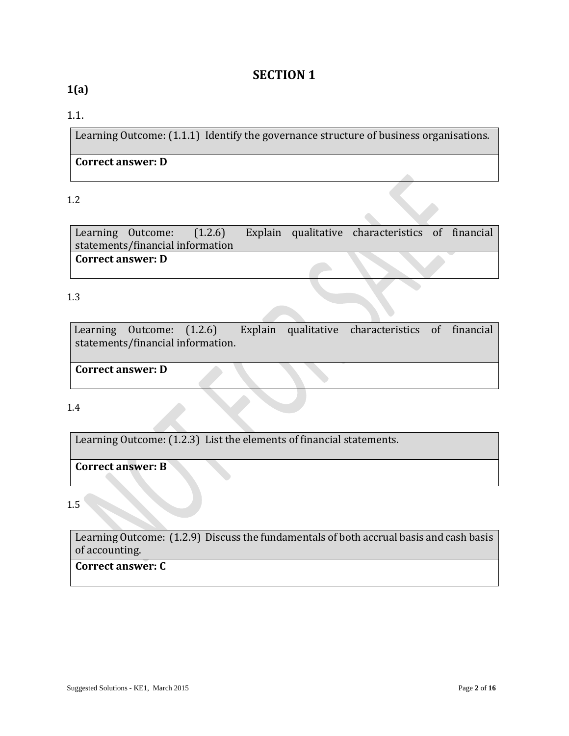## SECTION 1

### 1(a)

1.1.

| Learning Outcome: (1.1.1) Identify the governance structure of business organisations. |
| --- |
| **Correct answer: D** |

1.2

| Learning Outcome: (1.2.6) Explain qualitative characteristics of financial statements/financial information |
| --- |
| **Correct answer: D** |

1.3

| Learning Outcome: (1.2.6) Explain qualitative characteristics of financial statements/financial information. |
| --- |
| **Correct answer: D** |

1.4

| Learning Outcome: (1.2.3) List the elements of financial statements. |
| --- |
| **Correct answer: B** |

1.5

| Learning Outcome: (1.2.9) Discuss the fundamentals of both accrual basis and cash basis of accounting. |
| --- |
| **Correct answer: C** |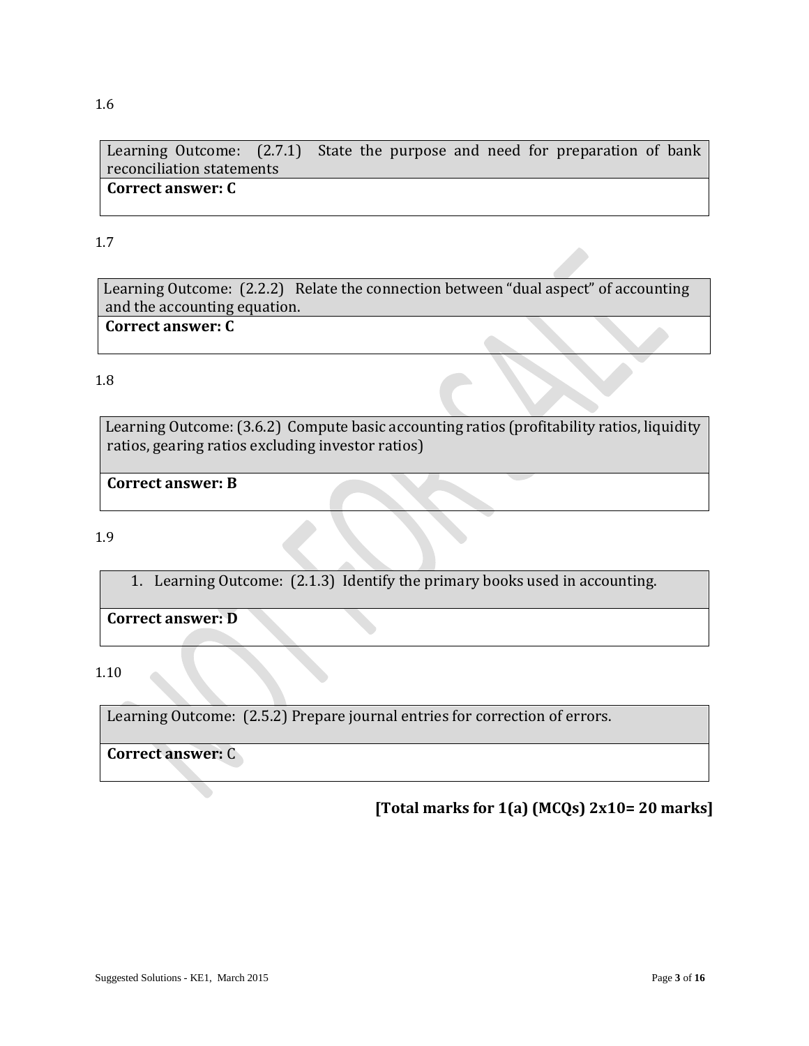1.6

| Learning Outcome: (2.7.1) State the purpose and need for preparation of bank reconciliation statements |
| --- |
| **Correct answer: C** |

1.7

| Learning Outcome: (2.2.2) Relate the connection between "dual aspect" of accounting and the accounting equation. |
| --- |
| **Correct answer: C** |

1.8

| Learning Outcome: (3.6.2) Compute basic accounting ratios (profitability ratios, liquidity ratios, gearing ratios excluding investor ratios) |
| --- |
| **Correct answer: B** |

1.9

| 1. Learning Outcome: (2.1.3) Identify the primary books used in accounting. |
| --- |
| **Correct answer: D** |

1.10

| Learning Outcome: (2.5.2) Prepare journal entries for correction of errors. |
| --- |
| **Correct answer:** C |

**[Total marks for 1(a) (MCQs) 2x10= 20 marks]**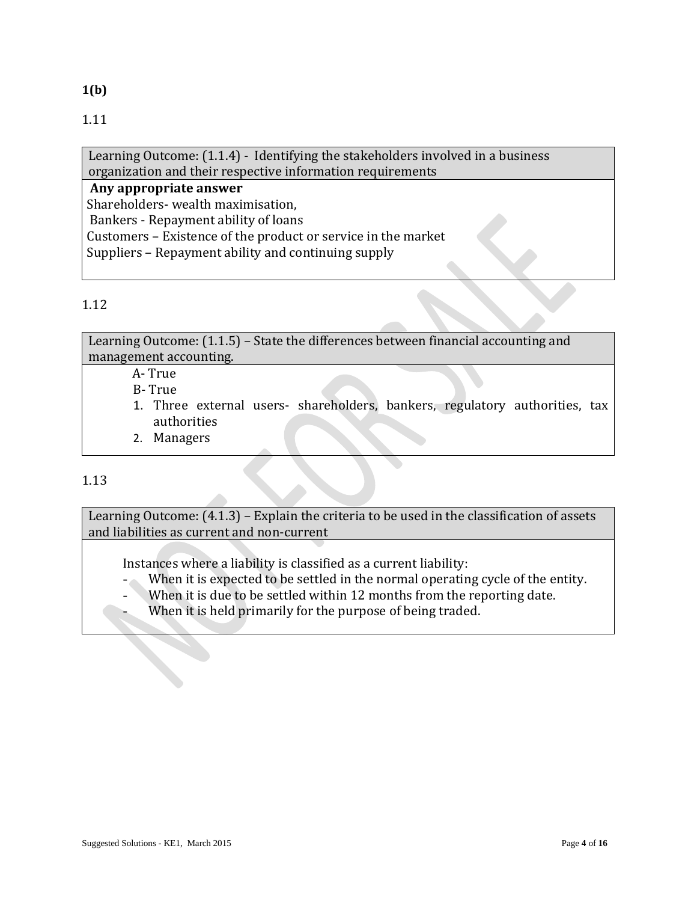**1(b)**

1.11

| Learning Outcome: (1.1.4) - Identifying the stakeholders involved in a business organization and their respective information requirements |
|---|
| **Any appropriate answer**<br>Shareholders- wealth maximisation,<br>Bankers - Repayment ability of loans<br>Customers – Existence of the product or service in the market<br>Suppliers – Repayment ability and continuing supply |

1.12

| Learning Outcome: (1.1.5) – State the differences between financial accounting and management accounting. |
|---|
| A- True<br>B- True<br>1. Three external users- shareholders, bankers, regulatory authorities, tax authorities<br>2. Managers |

1.13

| Learning Outcome: (4.1.3) – Explain the criteria to be used in the classification of assets and liabilities as current and non-current |
|---|
| Instances where a liability is classified as a current liability:<br>- When it is expected to be settled in the normal operating cycle of the entity.<br>- When it is due to be settled within 12 months from the reporting date.<br>- When it is held primarily for the purpose of being traded. |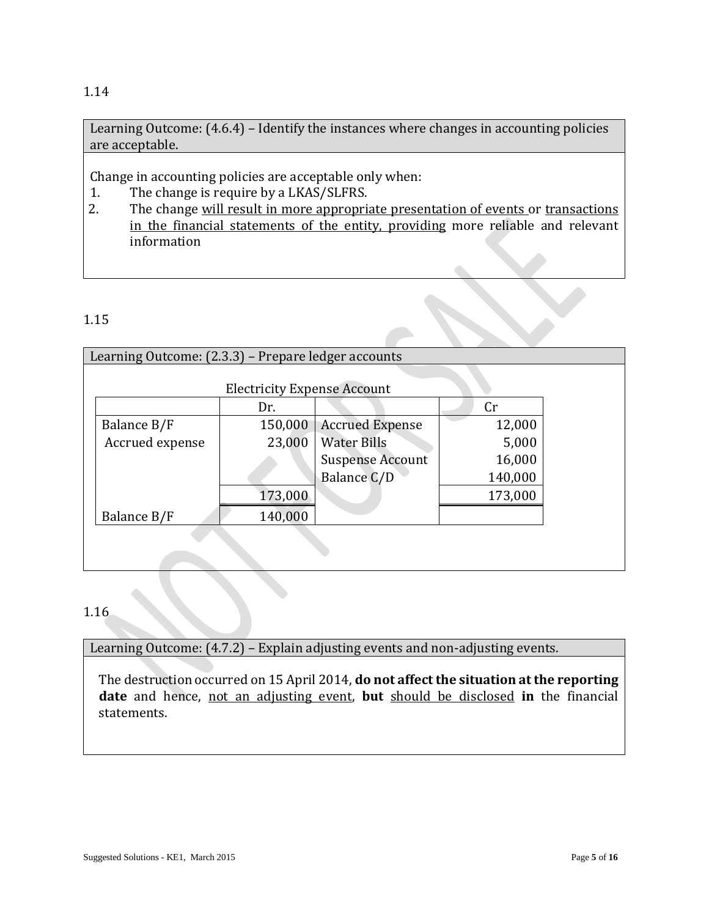1.14

**Learning Outcome: (4.6.4) – Identify the instances where changes in accounting policies are acceptable.**

Change in accounting policies are acceptable only when:

1. The change is require by a LKAS/SLFRS.
2. The change will result in more appropriate presentation of events or transactions in the financial statements of the entity, providing more reliable and relevant information

1.15

**Learning Outcome: (2.3.3) – Prepare ledger accounts**

Electricity Expense Account

| | Dr. | | Cr |
|---|---:|---|---:|
| Balance B/F | 150,000 | Accrued Expense | 12,000 |
| Accrued expense | 23,000 | Water Bills | 5,000 |
| | | Suspense Account | 16,000 |
| | | Balance C/D | 140,000 |
| | 173,000 | | 173,000 |
| Balance B/F | 140,000 | | |

1.16

**Learning Outcome: (4.7.2) – Explain adjusting events and non-adjusting events.**

The destruction occurred on 15 April 2014, **do not affect the situation at the reporting date** and hence, not an adjusting event, **but** should be disclosed **in** the financial statements.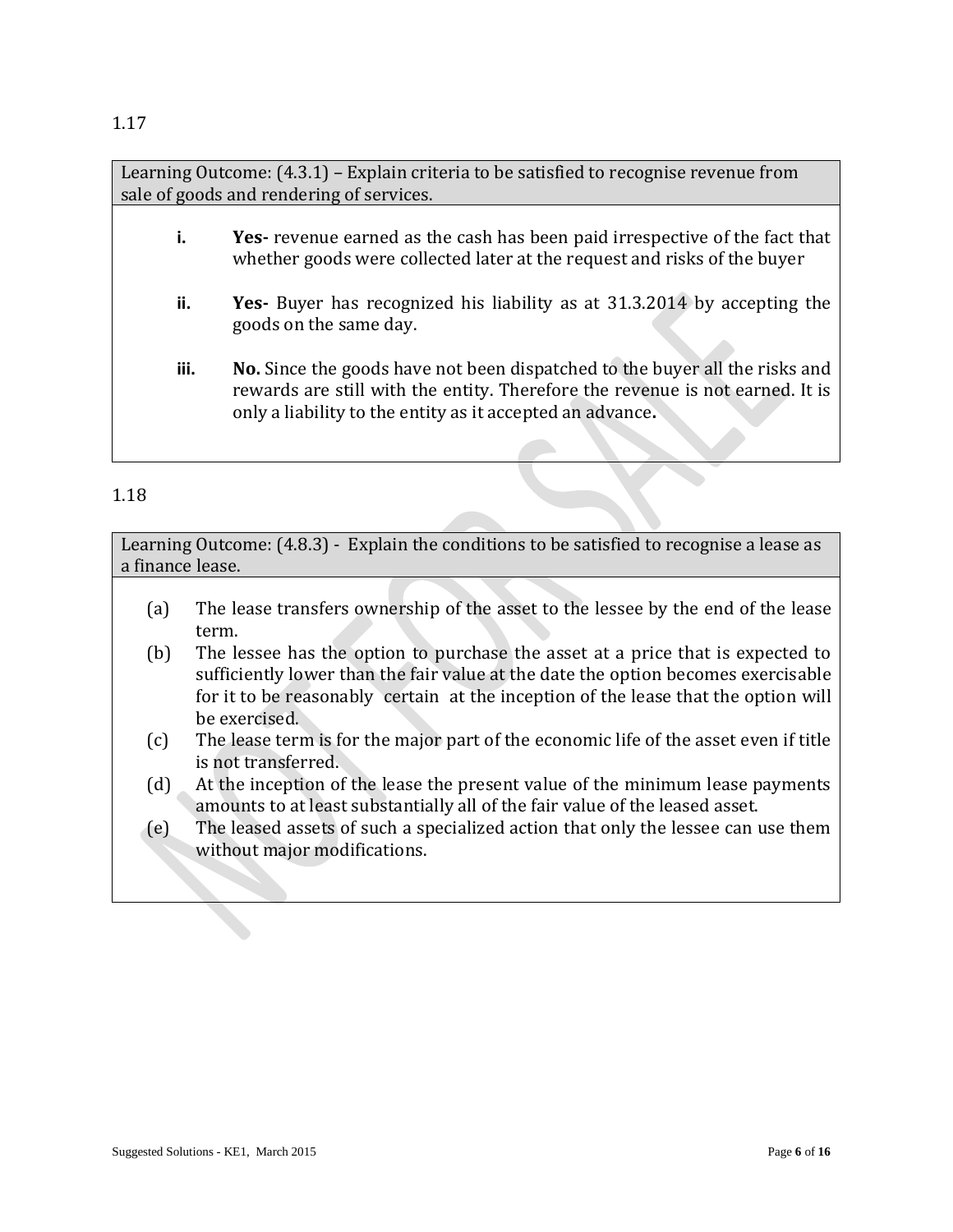1.17

Learning Outcome: (4.3.1) – Explain criteria to be satisfied to recognise revenue from sale of goods and rendering of services.

- **i.** **Yes-** revenue earned as the cash has been paid irrespective of the fact that whether goods were collected later at the request and risks of the buyer

- **ii.** **Yes-** Buyer has recognized his liability as at 31.3.2014 by accepting the goods on the same day.

- **iii.** **No.** Since the goods have not been dispatched to the buyer all the risks and rewards are still with the entity. Therefore the revenue is not earned. It is only a liability to the entity as it accepted an advance**.**

1.18

Learning Outcome: (4.8.3) - Explain the conditions to be satisfied to recognise a lease as a finance lease.

(a) The lease transfers ownership of the asset to the lessee by the end of the lease term.

(b) The lessee has the option to purchase the asset at a price that is expected to sufficiently lower than the fair value at the date the option becomes exercisable for it to be reasonably certain at the inception of the lease that the option will be exercised.

(c) The lease term is for the major part of the economic life of the asset even if title is not transferred.

(d) At the inception of the lease the present value of the minimum lease payments amounts to at least substantially all of the fair value of the leased asset.

(e) The leased assets of such a specialized action that only the lessee can use them without major modifications.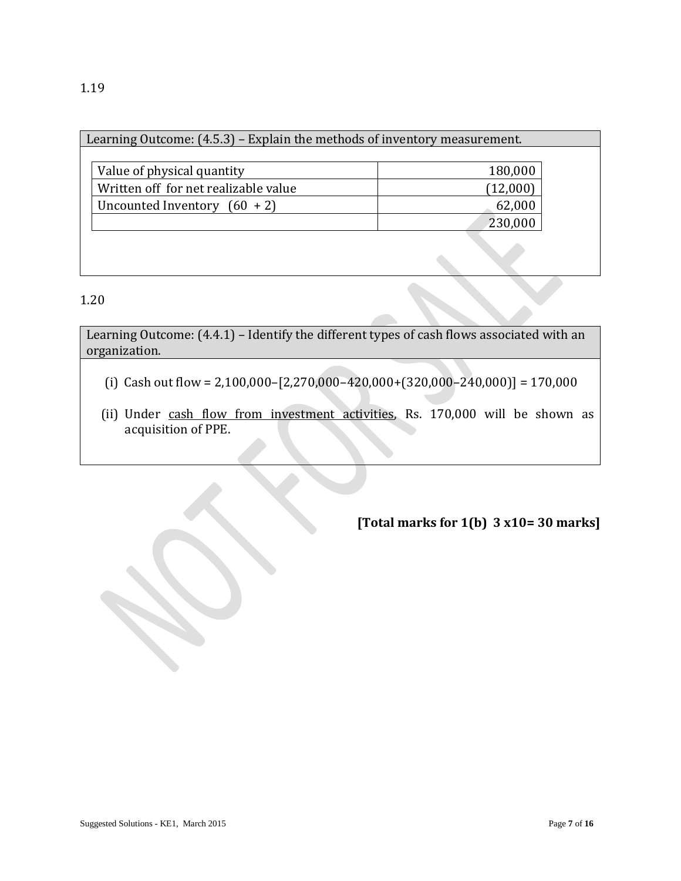1.19

| Learning Outcome: (4.5.3) – Explain the methods of inventory measurement. | |
|---|---|
| Value of physical quantity | 180,000 |
| Written off for net realizable value | (12,000) |
| Uncounted Inventory (60 + 2) | 62,000 |
| | 230,000 |

1.20

Learning Outcome: (4.4.1) – Identify the different types of cash flows associated with an organization.

(i) Cash out flow = 2,100,000–[2,270,000–420,000+(320,000–240,000)] = 170,000

(ii) Under <u>cash flow from investment activities</u>, Rs. 170,000 will be shown as acquisition of PPE.

**[Total marks for 1(b) 3 x10= 30 marks]**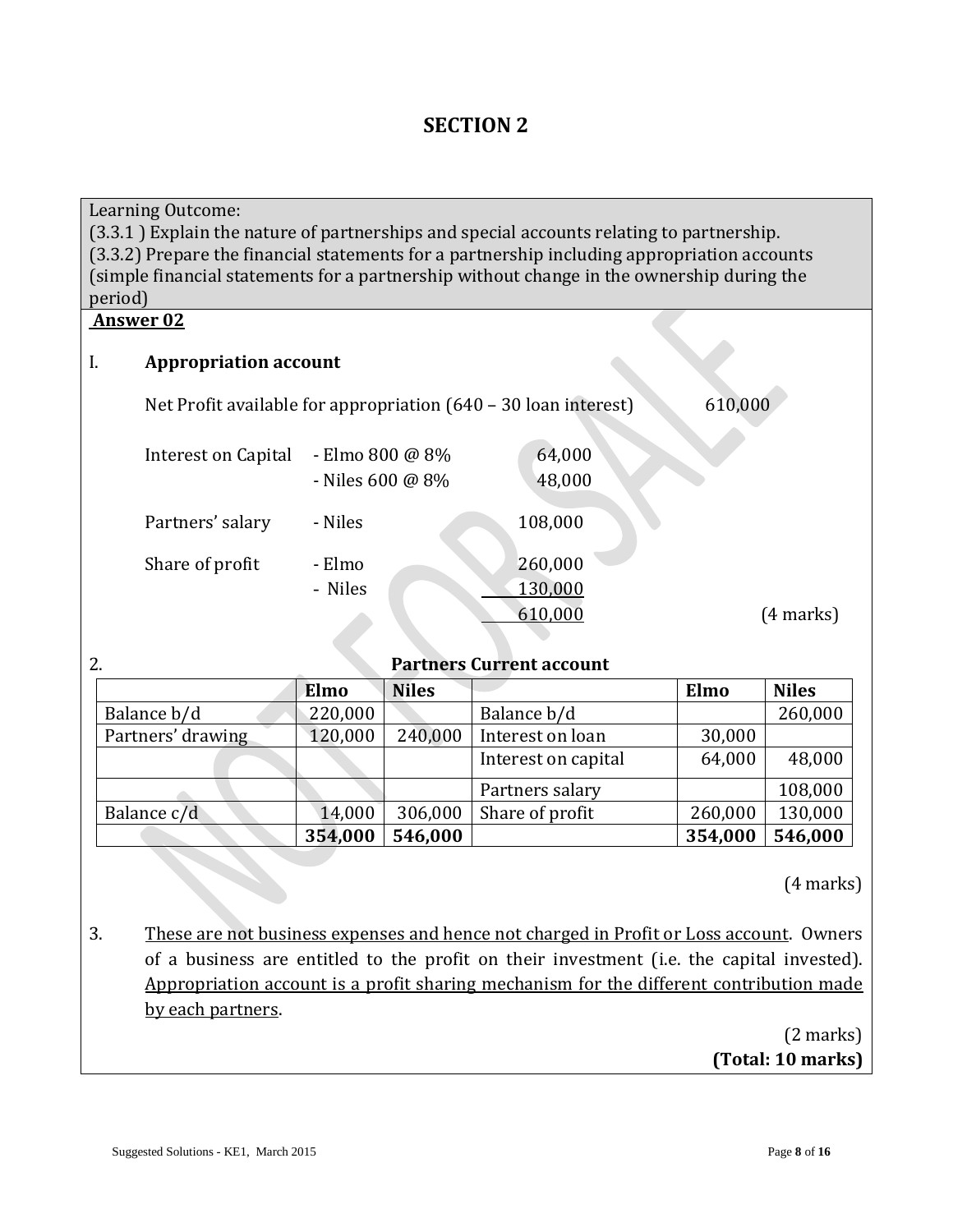# SECTION 2

Learning Outcome:
(3.3.1 ) Explain the nature of partnerships and special accounts relating to partnership.
(3.3.2) Prepare the financial statements for a partnership including appropriation accounts (simple financial statements for a partnership without change in the ownership during the period)

**Answer 02**

I. **Appropriation account**

Net Profit available for appropriation (640 – 30 loan interest) 610,000

| | | | |
|---|---|---|---|
| Interest on Capital | - Elmo 800 @ 8% | 64,000 | |
| | - Niles 600 @ 8% | 48,000 | |
| Partners' salary | - Niles | 108,000 | |
| Share of profit | - Elmo | 260,000 | |
| | - Niles | 130,000 | |
| | | 610,000 | (4 marks) |

2. **Partners Current account**

| | Elmo | Niles | | Elmo | Niles |
|---|---|---|---|---|---|
| Balance b/d | 220,000 | | Balance b/d | | 260,000 |
| Partners' drawing | 120,000 | 240,000 | Interest on loan | 30,000 | |
| | | | Interest on capital | 64,000 | 48,000 |
| | | | Partners salary | | 108,000 |
| Balance c/d | 14,000 | 306,000 | Share of profit | 260,000 | 130,000 |
| | **354,000** | **546,000** | | **354,000** | **546,000** |

(4 marks)

3. These are not business expenses and hence not charged in Profit or Loss account. Owners of a business are entitled to the profit on their investment (i.e. the capital invested). Appropriation account is a profit sharing mechanism for the different contribution made by each partners.

(2 marks)

**(Total: 10 marks)**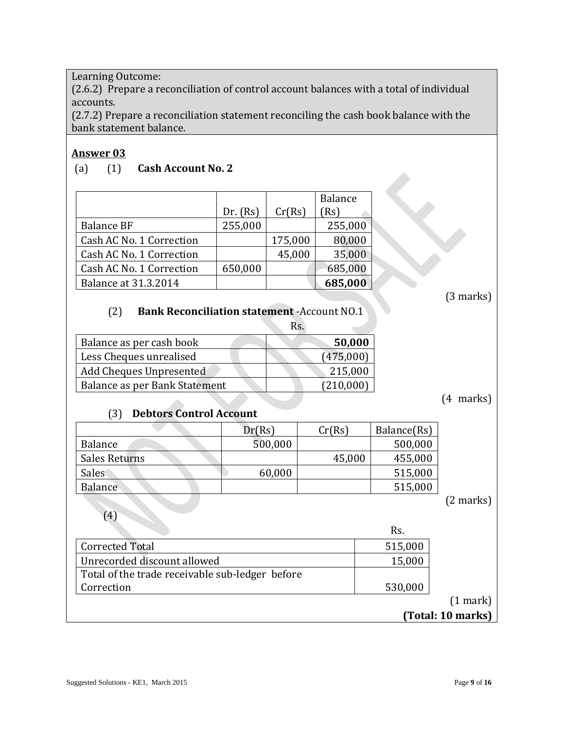Learning Outcome:
(2.6.2) Prepare a reconciliation of control account balances with a total of individual accounts.
(2.7.2) Prepare a reconciliation statement reconciling the cash book balance with the bank statement balance.

**Answer 03**

(a) (1) **Cash Account No. 2**

| | Dr. (Rs) | Cr(Rs) | Balance (Rs) |
|---|---|---|---|
| Balance BF | 255,000 | | 255,000 |
| Cash AC No. 1 Correction | | 175,000 | 80,000 |
| Cash AC No. 1 Correction | | 45,000 | 35,000 |
| Cash AC No. 1 Correction | 650,000 | | 685,000 |
| Balance at 31.3.2014 | | | **685,000** |

(3 marks)

(2) **Bank Reconciliation statement** -Account NO.1

| | Rs. |
|---|---|
| Balance as per cash book | **50,000** |
| Less Cheques unrealised | (475,000) |
| Add Cheques Unpresented | 215,000 |
| Balance as per Bank Statement | (210,000) |

(4 marks)

(3) **Debtors Control Account**

| | Dr(Rs) | Cr(Rs) | Balance(Rs) |
|---|---|---|---|
| Balance | 500,000 | | 500,000 |
| Sales Returns | | 45,000 | 455,000 |
| Sales | 60,000 | | 515,000 |
| Balance | | | 515,000 |

(2 marks)

(4)

| | Rs. |
|---|---|
| Corrected Total | 515,000 |
| Unrecorded discount allowed | 15,000 |
| Total of the trade receivable sub-ledger before Correction | 530,000 |

(1 mark)

**(Total: 10 marks)**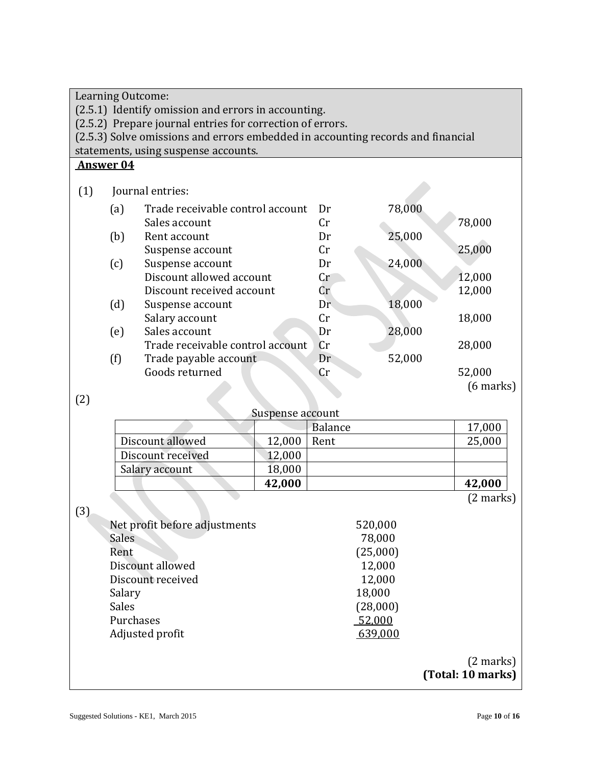Learning Outcome:
(2.5.1) Identify omission and errors in accounting.
(2.5.2) Prepare journal entries for correction of errors.
(2.5.3) Solve omissions and errors embedded in accounting records and financial statements, using suspense accounts.

**Answer 04**

(1) Journal entries:

| | | | | |
|---|---|---|---|---|
| (a) | Trade receivable control account | Dr | 78,000 | |
| | Sales account | Cr | | 78,000 |
| (b) | Rent account | Dr | 25,000 | |
| | Suspense account | Cr | | 25,000 |
| (c) | Suspense account | Dr | 24,000 | |
| | Discount allowed account | Cr | | 12,000 |
| | Discount received account | Cr | | 12,000 |
| (d) | Suspense account | Dr | 18,000 | |
| | Salary account | Cr | | 18,000 |
| (e) | Sales account | Dr | 28,000 | |
| | Trade receivable control account | Cr | | 28,000 |
| (f) | Trade payable account | Dr | 52,000 | |
| | Goods returned | Cr | | 52,000 |

(6 marks)

(2)

Suspense account

| | | | |
|---|---|---|---|
| | | Balance | 17,000 |
| Discount allowed | 12,000 | Rent | 25,000 |
| Discount received | 12,000 | | |
| Salary account | 18,000 | | |
| | **42,000** | | **42,000** |

(2 marks)

(3)

| | |
|---|---|
| Net profit before adjustments | 520,000 |
| Sales | 78,000 |
| Rent | (25,000) |
| Discount allowed | 12,000 |
| Discount received | 12,000 |
| Salary | 18,000 |
| Sales | (28,000) |
| Purchases | 52,000 |
| Adjusted profit | 639,000 |

(2 marks)

**(Total: 10 marks)**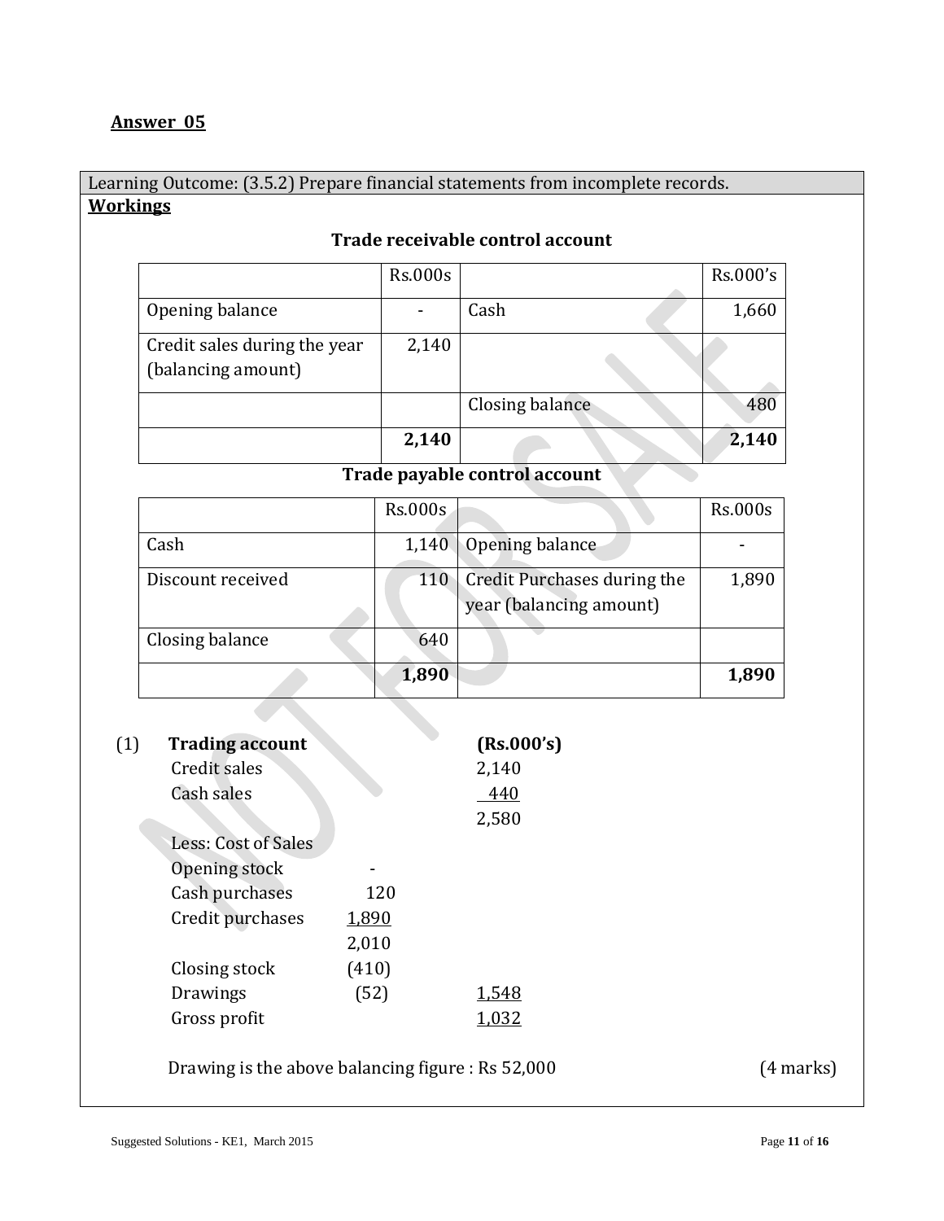**Answer 05**

Learning Outcome: (3.5.2) Prepare financial statements from incomplete records.

**Workings**

**Trade receivable control account**

| | Rs.000s | | Rs.000's |
|---|---|---|---|
| Opening balance | - | Cash | 1,660 |
| Credit sales during the year (balancing amount) | 2,140 | | |
| | | Closing balance | 480 |
| | **2,140** | | **2,140** |

**Trade payable control account**

| | Rs.000s | | Rs.000s |
|---|---|---|---|
| Cash | 1,140 | Opening balance | - |
| Discount received | 110 | Credit Purchases during the year (balancing amount) | 1,890 |
| Closing balance | 640 | | |
| | **1,890** | | **1,890** |

(1) **Trading account** **(Rs.000's)**

| | | |
|---|---|---|
| Credit sales | | 2,140 |
| Cash sales | | 440 |
| | | 2,580 |
| Less: Cost of Sales | | |
| Opening stock | - | |
| Cash purchases | 120 | |
| Credit purchases | 1,890 | |
| | 2,010 | |
| Closing stock | (410) | |
| Drawings | (52) | 1,548 |
| Gross profit | | 1,032 |

Drawing is the above balancing figure : Rs 52,000 (4 marks)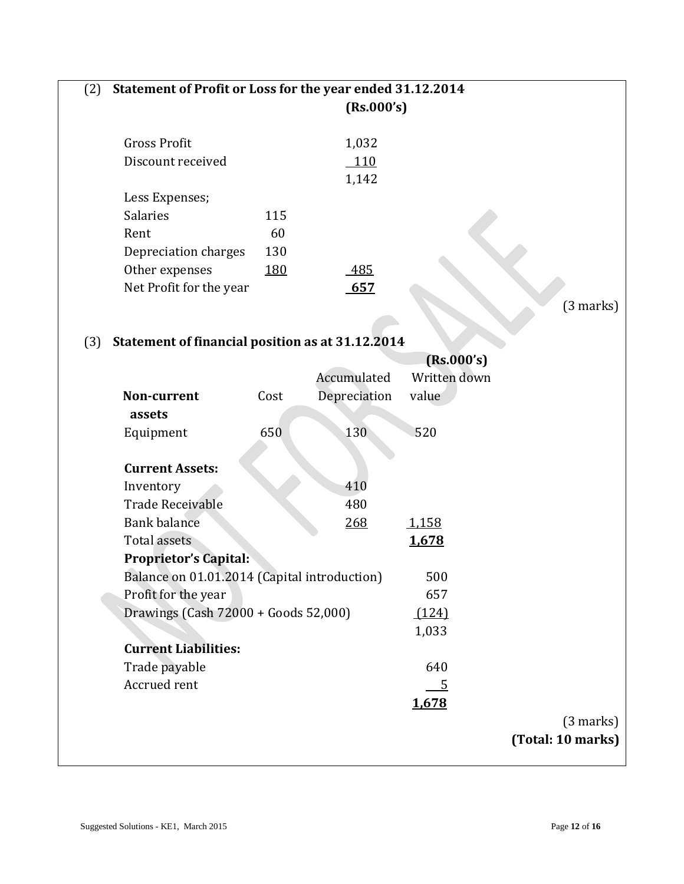(2) **Statement of Profit or Loss for the year ended 31.12.2014**

| | | **(Rs.000's)** |
|---|---|---|
| Gross Profit | | 1,032 |
| Discount received | | 110 |
| | | 1,142 |
| Less Expenses; | | |
| Salaries | 115 | |
| Rent | 60 | |
| Depreciation charges | 130 | |
| Other expenses | 180 | 485 |
| Net Profit for the year | | **657** |

(3 marks)

(3) **Statement of financial position as at 31.12.2014**

| | | | **(Rs.000's)** |
|---|---|---|---|
| **Non-current assets** | Cost | Accumulated Depreciation | Written down value |
| Equipment | 650 | 130 | 520 |
| **Current Assets:** | | | |
| Inventory | | 410 | |
| Trade Receivable | | 480 | |
| Bank balance | | 268 | 1,158 |
| Total assets | | | **1,678** |
| **Proprietor's Capital:** | | | |
| Balance on 01.01.2014 (Capital introduction) | | | 500 |
| Profit for the year | | | 657 |
| Drawings (Cash 72000 + Goods 52,000) | | | (124) |
| | | | 1,033 |
| **Current Liabilities:** | | | |
| Trade payable | | | 640 |
| Accrued rent | | | 5 |
| | | | **1,678** |

(3 marks)

**(Total: 10 marks)**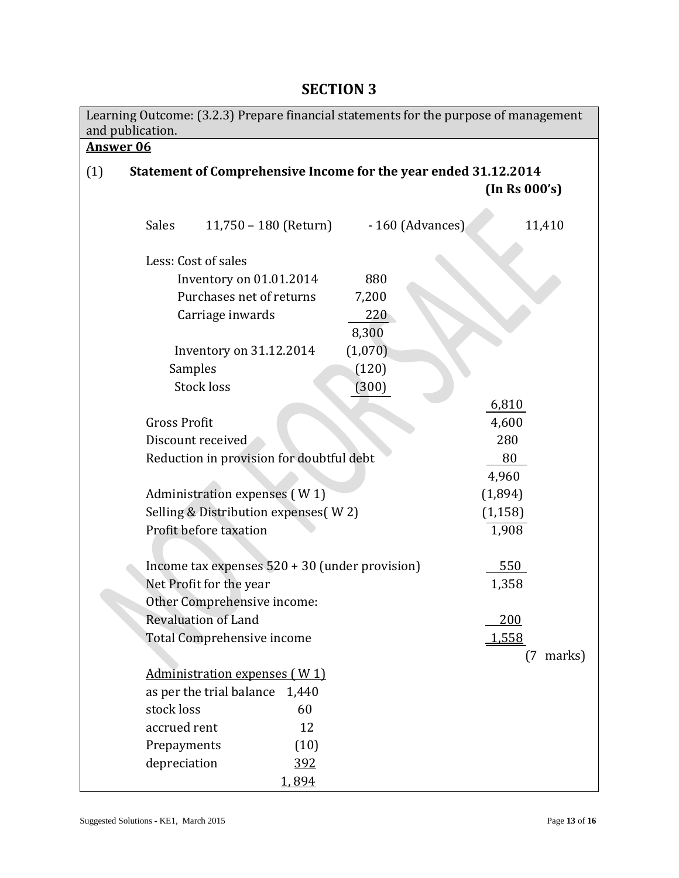# SECTION 3

Learning Outcome: (3.2.3) Prepare financial statements for the purpose of management and publication.

**Answer 06**

(1) **Statement of Comprehensive Income for the year ended 31.12.2014**

**(In Rs 000's)**

| | | | |
|---|---|---|---|
| Sales 11,750 – 180 (Return) | - 160 (Advances) | | 11,410 |
| Less: Cost of sales | | | |
| Inventory on 01.01.2014 | 880 | | |
| Purchases net of returns | 7,200 | | |
| Carriage inwards | 220 | | |
| | 8,300 | | |
| Inventory on 31.12.2014 | (1,070) | | |
| Samples | (120) | | |
| Stock loss | (300) | | |
| | | 6,810 | |
| Gross Profit | | 4,600 | |
| Discount received | | 280 | |
| Reduction in provision for doubtful debt | | 80 | |
| | | 4,960 | |
| Administration expenses ( W 1) | | (1,894) | |
| Selling & Distribution expenses( W 2) | | (1,158) | |
| Profit before taxation | | 1,908 | |
| Income tax expenses 520 + 30 (under provision) | | 550 | |
| Net Profit for the year | | 1,358 | |
| Other Comprehensive income: | | | |
| Revaluation of Land | | 200 | |
| Total Comprehensive income | | 1,558 | |

(7 marks)

Administration expenses ( W 1)

| | |
|---|---|
| as per the trial balance | 1,440 |
| stock loss | 60 |
| accrued rent | 12 |
| Prepayments | (10) |
| depreciation | 392 |
| | 1, 894 |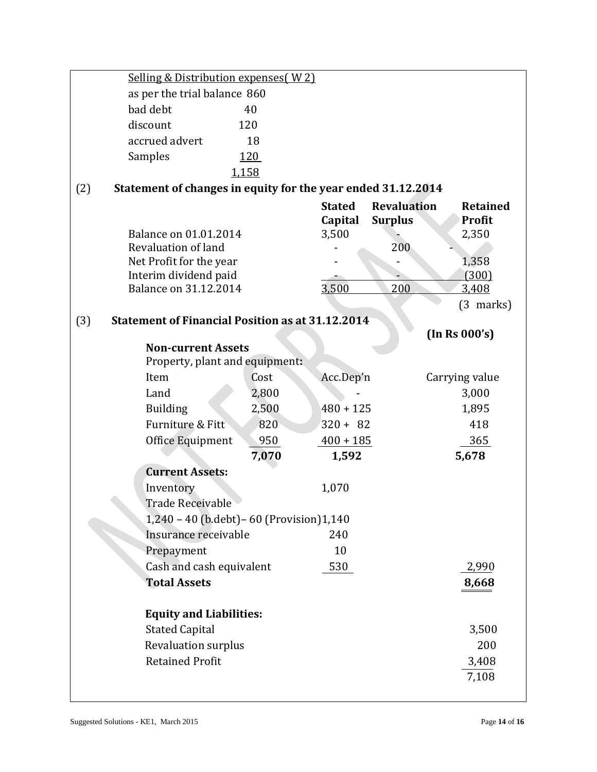Selling & Distribution expenses( W 2)

| | |
|---|---|
| as per the trial balance | 860 |
| bad debt | 40 |
| discount | 120 |
| accrued advert | 18 |
| Samples | 120 |
| | 1,158 |

(2) **Statement of changes in equity for the year ended 31.12.2014**

| | Stated Capital | Revaluation Surplus | Retained Profit |
|---|---|---|---|
| Balance on 01.01.2014 | 3,500 | - | 2,350 |
| Revaluation of land | - | 200 | - |
| Net Profit for the year | - | - | 1,358 |
| Interim dividend paid | - | - | (300) |
| Balance on 31.12.2014 | 3,500 | 200 | 3,408 |

(3 marks)

(3) **Statement of Financial Position as at 31.12.2014**

**(In Rs 000's)**

**Non-current Assets**

Property, plant and equipment**:**

| Item | Cost | Acc.Dep'n | Carrying value |
|---|---|---|---|
| Land | 2,800 | - | 3,000 |
| Building | 2,500 | 480 + 125 | 1,895 |
| Furniture & Fitt | 820 | 320 + 82 | 418 |
| Office Equipment | 950 | 400 + 185 | 365 |
| | **7,070** | **1,592** | **5,678** |

**Current Assets:**

| | | |
|---|---|---|
| Inventory | 1,070 | |
| Trade Receivable | | |
| 1,240 – 40 (b.debt)– 60 (Provision) | 1,140 | |
| Insurance receivable | 240 | |
| Prepayment | 10 | |
| Cash and cash equivalent | 530 | 2,990 |
| **Total Assets** | | **8,668** |

**Equity and Liabilities:**

| | |
|---|---|
| Stated Capital | 3,500 |
| Revaluation surplus | 200 |
| Retained Profit | 3,408 |
| | 7,108 |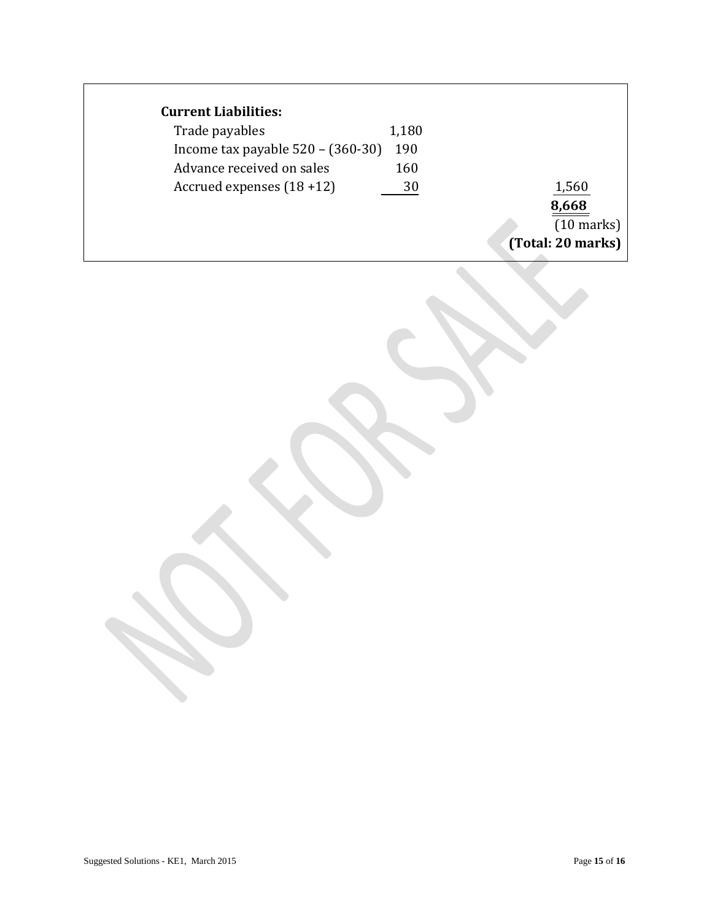**Current Liabilities:**

| | | |
|---|---|---|
| Trade payables | 1,180 | |
| Income tax payable 520 – (360-30) | 190 | |
| Advance received on sales | 160 | |
| Accrued expenses (18 +12) | 30 | 1,560 |
| | | **8,668** |
| | | (10 marks) |
| | | **(Total: 20 marks)** |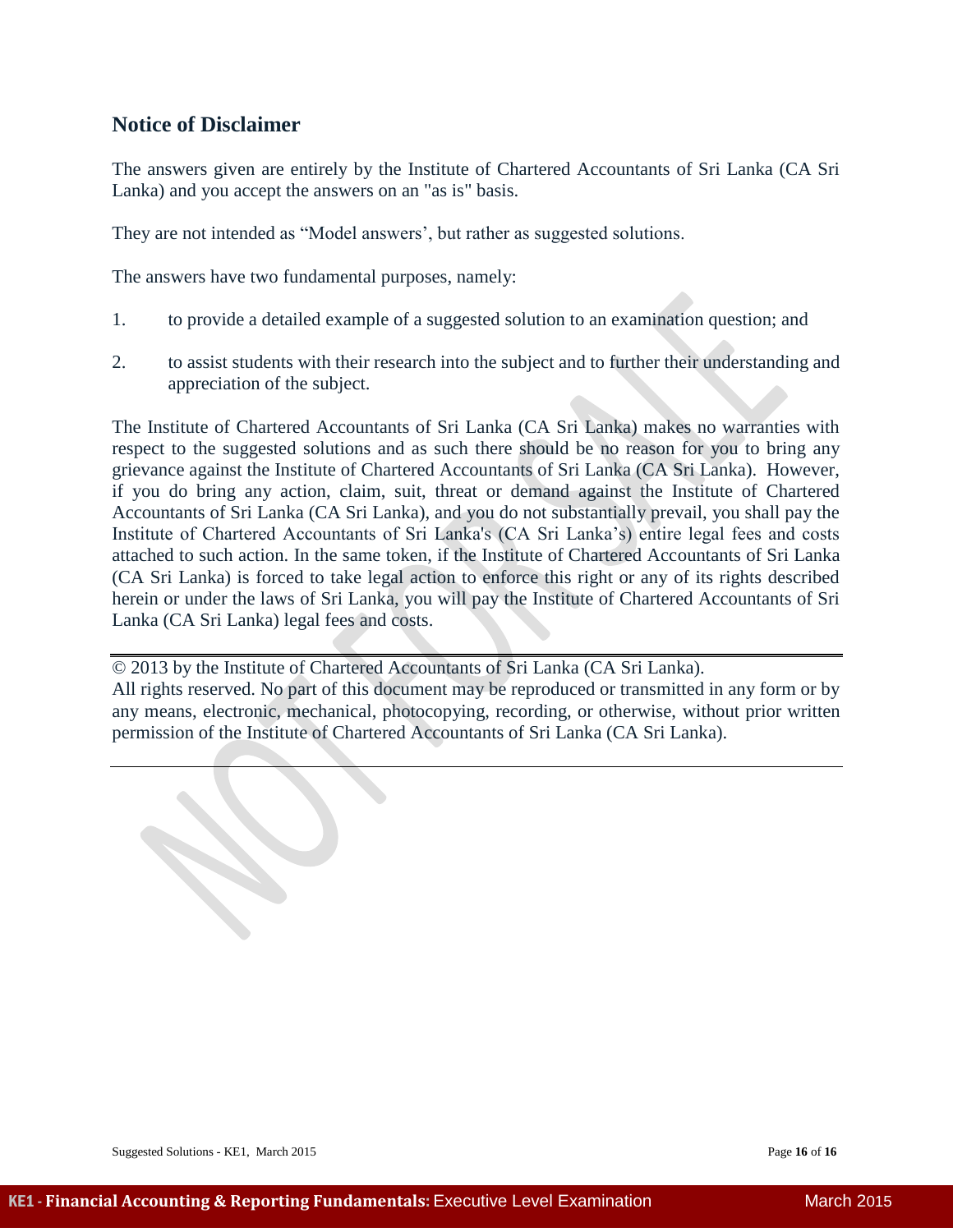## Notice of Disclaimer

The answers given are entirely by the Institute of Chartered Accountants of Sri Lanka (CA Sri Lanka) and you accept the answers on an "as is" basis.

They are not intended as "Model answers', but rather as suggested solutions.

The answers have two fundamental purposes, namely:

1. to provide a detailed example of a suggested solution to an examination question; and

2. to assist students with their research into the subject and to further their understanding and appreciation of the subject.

The Institute of Chartered Accountants of Sri Lanka (CA Sri Lanka) makes no warranties with respect to the suggested solutions and as such there should be no reason for you to bring any grievance against the Institute of Chartered Accountants of Sri Lanka (CA Sri Lanka). However, if you do bring any action, claim, suit, threat or demand against the Institute of Chartered Accountants of Sri Lanka (CA Sri Lanka), and you do not substantially prevail, you shall pay the Institute of Chartered Accountants of Sri Lanka's (CA Sri Lanka's) entire legal fees and costs attached to such action. In the same token, if the Institute of Chartered Accountants of Sri Lanka (CA Sri Lanka) is forced to take legal action to enforce this right or any of its rights described herein or under the laws of Sri Lanka, you will pay the Institute of Chartered Accountants of Sri Lanka (CA Sri Lanka) legal fees and costs.

---

© 2013 by the Institute of Chartered Accountants of Sri Lanka (CA Sri Lanka).
All rights reserved. No part of this document may be reproduced or transmitted in any form or by any means, electronic, mechanical, photocopying, recording, or otherwise, without prior written permission of the Institute of Chartered Accountants of Sri Lanka (CA Sri Lanka).

---